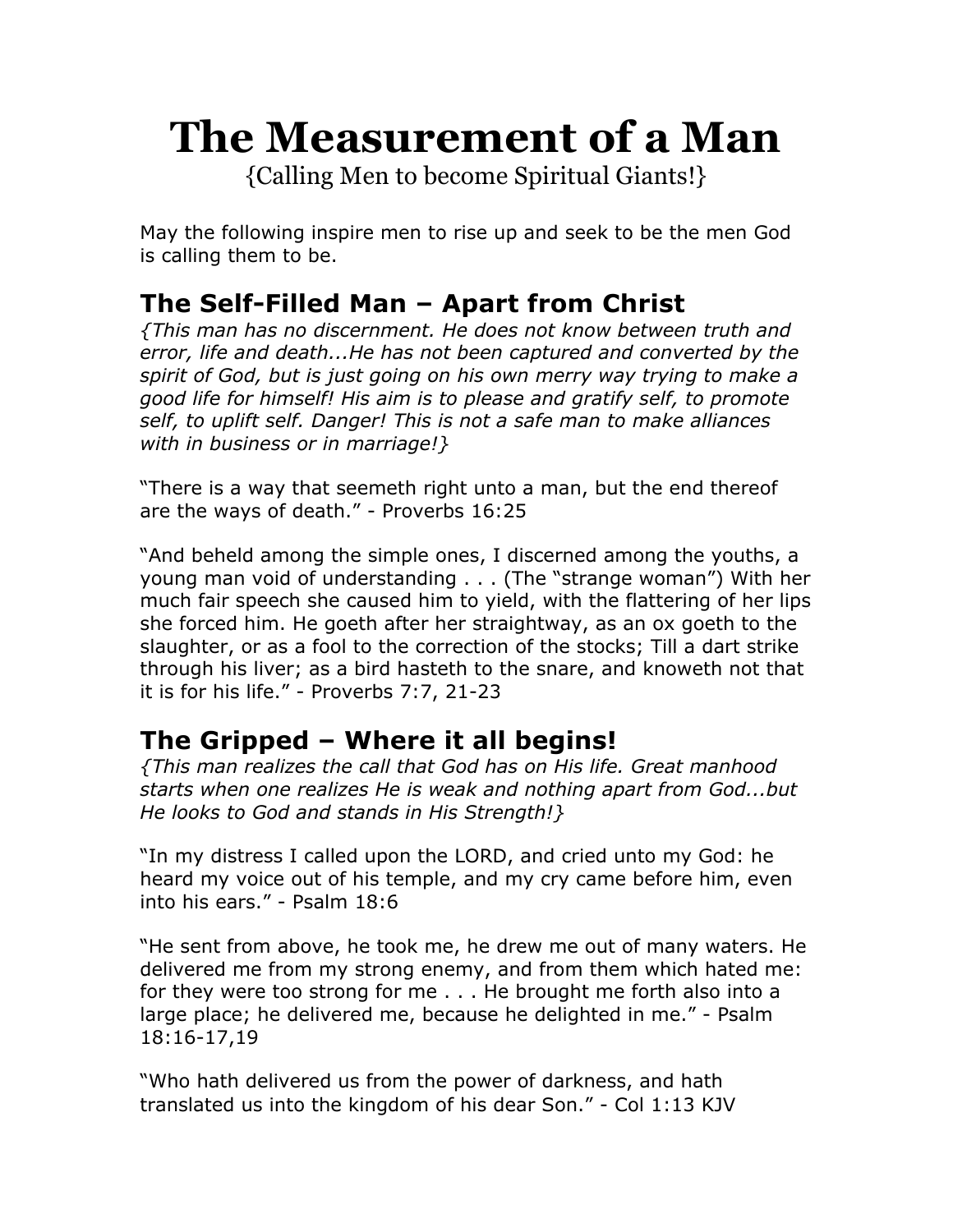# The Measurement of a Man

{Calling Men to become Spiritual Giants!}

May the following inspire men to rise up and seek to be the men God is calling them to be.

## The Self-Filled Man – Apart from Christ

*{This man has no discernment. He does not know between truth and error, life and death...He has not been captured and converted by the spirit of God, but is just going on his own merry way trying to make a good life for himself! His aim is to please and gratify self, to promote self, to uplift self. Danger! This is not a safe man to make alliances with in business or in marriage!}*

"There is a way that seemeth right unto a man, but the end thereof are the ways of death." - Proverbs 16:25

"And beheld among the simple ones, I discerned among the youths, a young man void of understanding . . . (The "strange woman") With her much fair speech she caused him to yield, with the flattering of her lips she forced him. He goeth after her straightway, as an ox goeth to the slaughter, or as a fool to the correction of the stocks; Till a dart strike through his liver; as a bird hasteth to the snare, and knoweth not that it is for his life." - Proverbs 7:7, 21-23

## The Gripped – Where it all begins!

*{This man realizes the call that God has on His life. Great manhood starts when one realizes He is weak and nothing apart from God...but He looks to God and stands in His Strength!}*

"In my distress I called upon the LORD, and cried unto my God: he heard my voice out of his temple, and my cry came before him, even into his ears." - Psalm 18:6

"He sent from above, he took me, he drew me out of many waters. He delivered me from my strong enemy, and from them which hated me: for they were too strong for me . . . He brought me forth also into a large place; he delivered me, because he delighted in me." - Psalm 18:16-17,19

"Who hath delivered us from the power of darkness, and hath translated us into the kingdom of his dear Son." - Col 1:13 KJV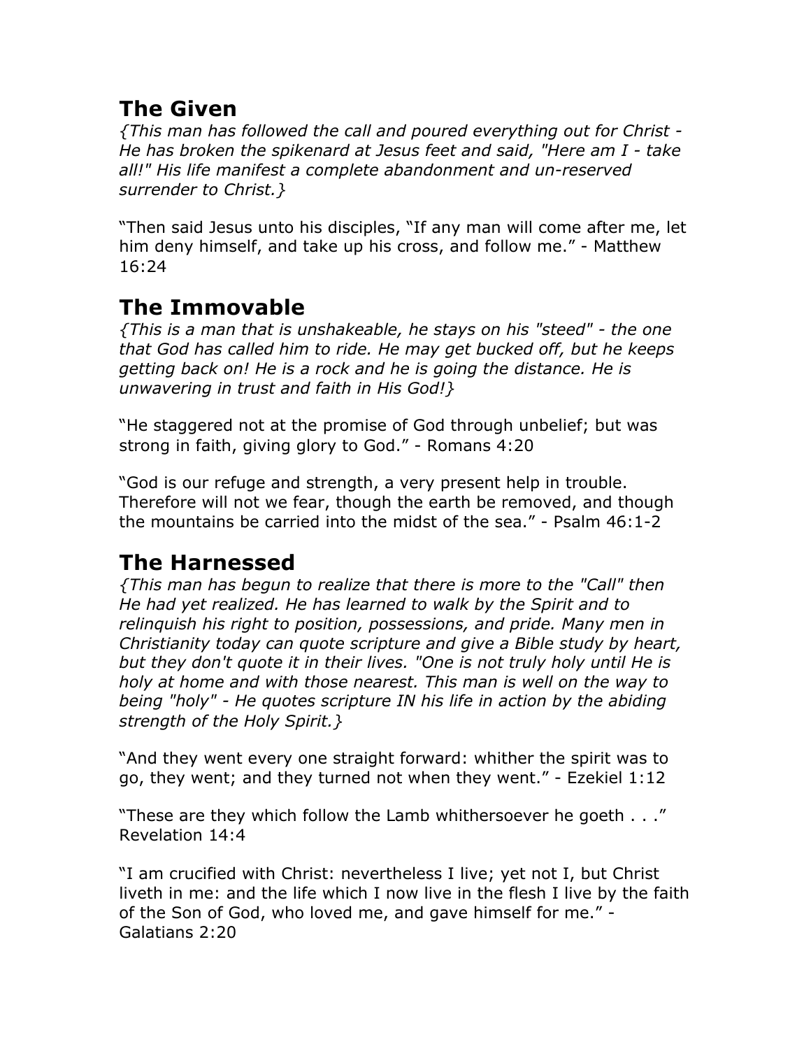## The Given

*{This man has followed the call and poured everything out for Christ - He has broken the spikenard at Jesus feet and said, "Here am I - take all!" His life manifest a complete abandonment and un-reserved surrender to Christ.}*

“Then said Jesus unto his disciples, “If any man will come after me, let him deny himself, and take up his cross, and follow me.” - Matthew 16:24

## The Immovable

*{This is a man that is unshakeable, he stays on his "steed" - the one that God has called him to ride. He may get bucked off, but he keeps getting back on! He is a rock and he is going the distance. He is unwavering in trust and faith in His God!}*

“He staggered not at the promise of God through unbelief; but was strong in faith, giving glory to God.” - Romans 4:20

“God is our refuge and strength, a very present help in trouble. Therefore will not we fear, though the earth be removed, and though the mountains be carried into the midst of the sea.” - Psalm 46:1-2

## The Harnessed

*{This man has begun to realize that there is more to the "Call" then He had yet realized. He has learned to walk by the Spirit and to relinquish his right to position, possessions, and pride. Many men in Christianity today can quote scripture and give a Bible study by heart, but they don't quote it in their lives. "One is not truly holy until He is holy at home and with those nearest. This man is well on the way to being "holy" - He quotes scripture IN his life in action by the abiding strength of the Holy Spirit.}*

“And they went every one straight forward: whither the spirit was to go, they went; and they turned not when they went.” - Ezekiel 1:12

“These are they which follow the Lamb whithersoever he goeth . . .” Revelation 14:4

“I am crucified with Christ: nevertheless I live; yet not I, but Christ liveth in me: and the life which I now live in the flesh I live by the faith of the Son of God, who loved me, and gave himself for me.” - Galatians 2:20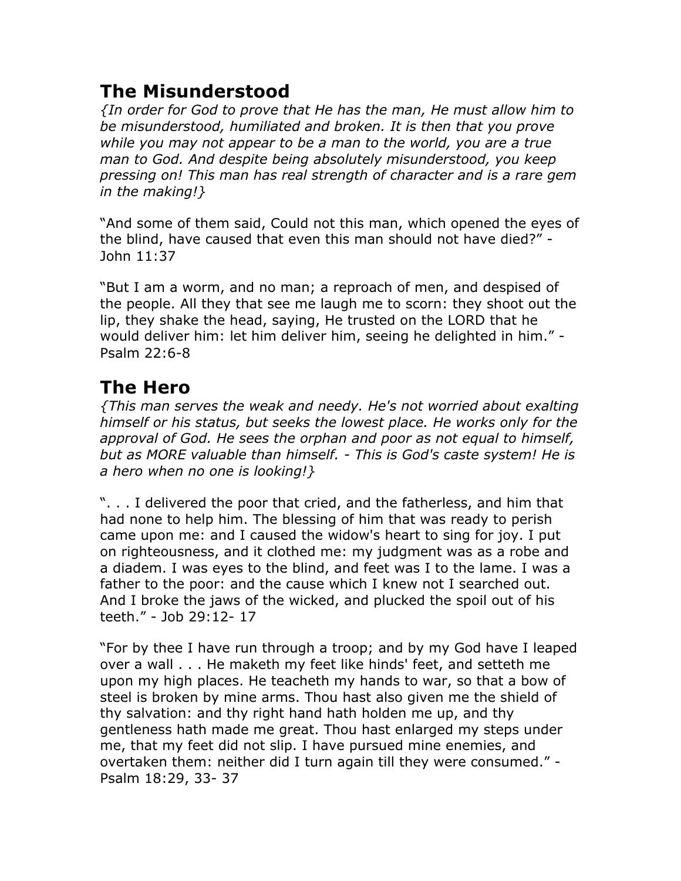## The Misunderstood

*{In order for God to prove that He has the man, He must allow him to be misunderstood, humiliated and broken. It is then that you prove while you may not appear to be a man to the world, you are a true man to God. And despite being absolutely misunderstood, you keep pressing on! This man has real strength of character and is a rare gem in the making!}*

"And some of them said, Could not this man, which opened the eyes of the blind, have caused that even this man should not have died?" - John 11:37

"But I am a worm, and no man; a reproach of men, and despised of the people. All they that see me laugh me to scorn: they shoot out the lip, they shake the head, saying, He trusted on the LORD that he would deliver him: let him deliver him, seeing he delighted in him." - Psalm 22:6-8

## The Hero

*{This man serves the weak and needy. He's not worried about exalting himself or his status, but seeks the lowest place. He works only for the approval of God. He sees the orphan and poor as not equal to himself, but as MORE valuable than himself. - This is God's caste system! He is a hero when no one is looking!}*

". . . I delivered the poor that cried, and the fatherless, and him that had none to help him. The blessing of him that was ready to perish came upon me: and I caused the widow's heart to sing for joy. I put on righteousness, and it clothed me: my judgment was as a robe and a diadem. I was eyes to the blind, and feet was I to the lame. I was a father to the poor: and the cause which I knew not I searched out. And I broke the jaws of the wicked, and plucked the spoil out of his teeth." - Job 29:12- 17

"For by thee I have run through a troop; and by my God have I leaped over a wall . . . He maketh my feet like hinds' feet, and setteth me upon my high places. He teacheth my hands to war, so that a bow of steel is broken by mine arms. Thou hast also given me the shield of thy salvation: and thy right hand hath holden me up, and thy gentleness hath made me great. Thou hast enlarged my steps under me, that my feet did not slip. I have pursued mine enemies, and overtaken them: neither did I turn again till they were consumed." - Psalm 18:29, 33- 37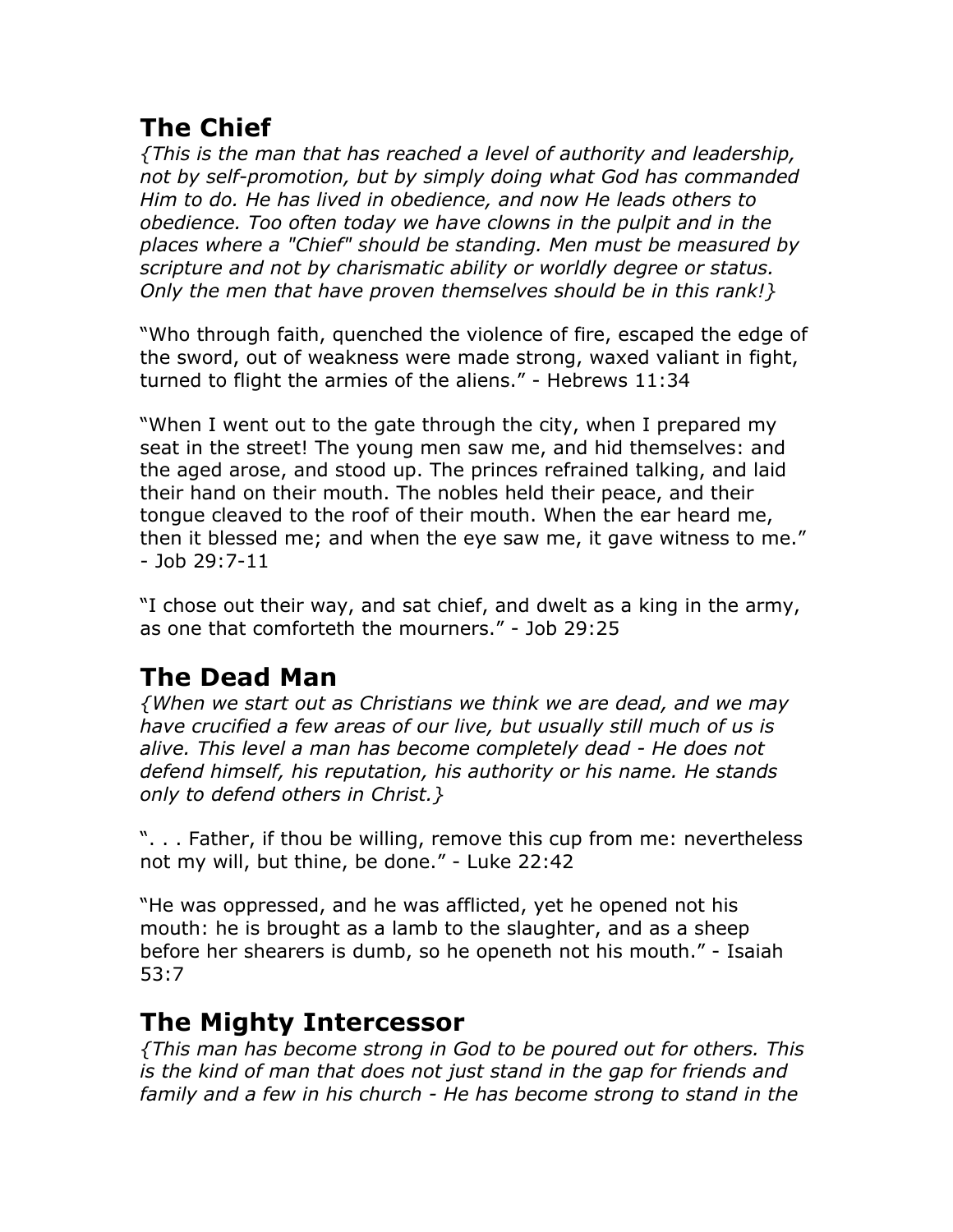## The Chief

*{This is the man that has reached a level of authority and leadership, not by self-promotion, but by simply doing what God has commanded Him to do. He has lived in obedience, and now He leads others to obedience. Too often today we have clowns in the pulpit and in the places where a "Chief" should be standing. Men must be measured by scripture and not by charismatic ability or worldly degree or status. Only the men that have proven themselves should be in this rank!}*

"Who through faith, quenched the violence of fire, escaped the edge of the sword, out of weakness were made strong, waxed valiant in fight, turned to flight the armies of the aliens." - Hebrews 11:34

"When I went out to the gate through the city, when I prepared my seat in the street! The young men saw me, and hid themselves: and the aged arose, and stood up. The princes refrained talking, and laid their hand on their mouth. The nobles held their peace, and their tongue cleaved to the roof of their mouth. When the ear heard me, then it blessed me; and when the eye saw me, it gave witness to me." - Job 29:7-11

"I chose out their way, and sat chief, and dwelt as a king in the army, as one that comforteth the mourners." - Job 29:25

## The Dead Man

*{When we start out as Christians we think we are dead, and we may have crucified a few areas of our live, but usually still much of us is alive. This level a man has become completely dead - He does not defend himself, his reputation, his authority or his name. He stands only to defend others in Christ.}*

". . . Father, if thou be willing, remove this cup from me: nevertheless not my will, but thine, be done." - Luke 22:42

"He was oppressed, and he was afflicted, yet he opened not his mouth: he is brought as a lamb to the slaughter, and as a sheep before her shearers is dumb, so he openeth not his mouth." - Isaiah 53:7

## The Mighty Intercessor

*{This man has become strong in God to be poured out for others. This is the kind of man that does not just stand in the gap for friends and family and a few in his church - He has become strong to stand in the*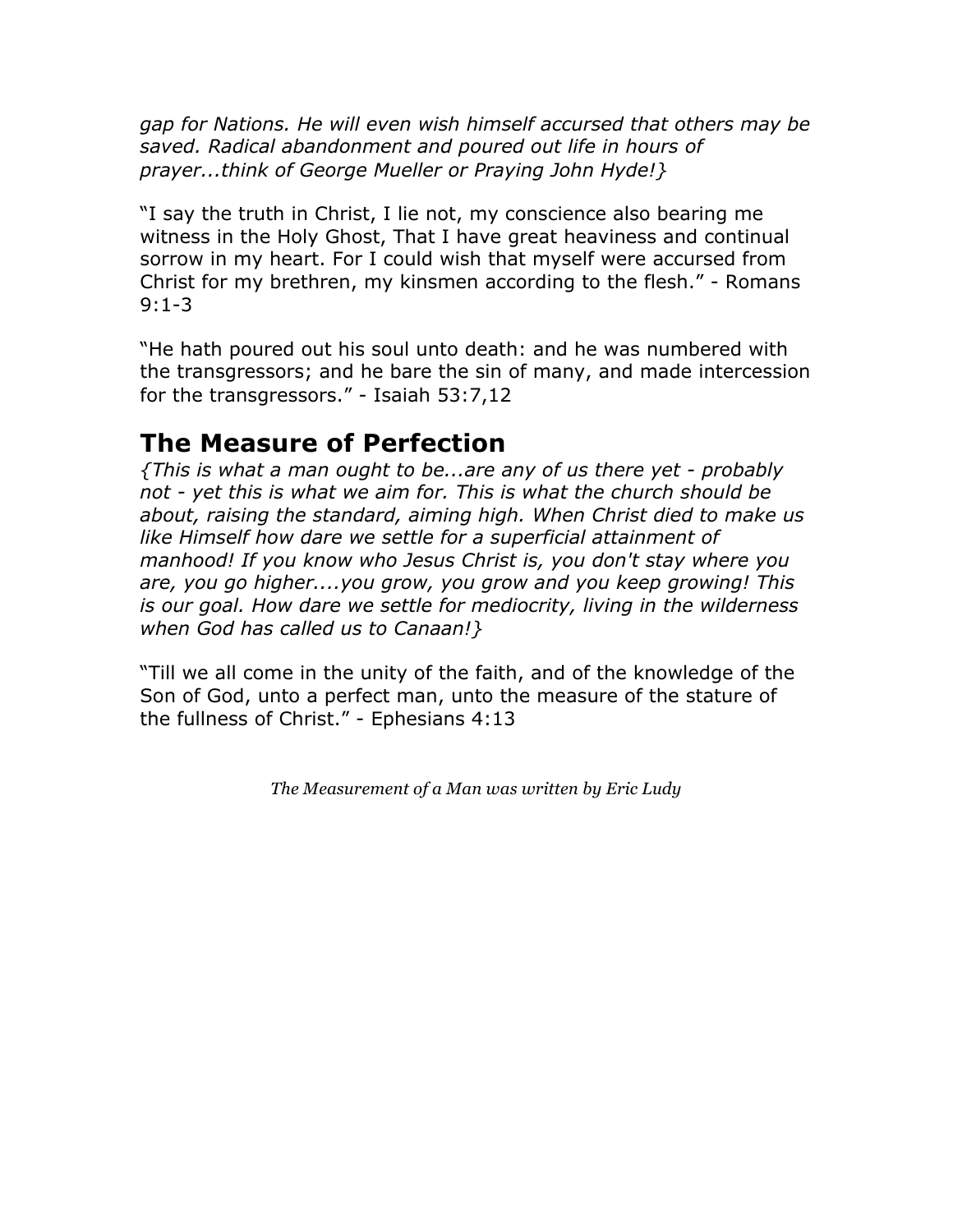*gap for Nations. He will even wish himself accursed that others may be saved. Radical abandonment and poured out life in hours of prayer...think of George Mueller or Praying John Hyde!}*

"I say the truth in Christ, I lie not, my conscience also bearing me witness in the Holy Ghost, That I have great heaviness and continual sorrow in my heart. For I could wish that myself were accursed from Christ for my brethren, my kinsmen according to the flesh." - Romans 9:1-3

"He hath poured out his soul unto death: and he was numbered with the transgressors; and he bare the sin of many, and made intercession for the transgressors." - Isaiah 53:7,12

## The Measure of Perfection

*{This is what a man ought to be...are any of us there yet - probably not - yet this is what we aim for. This is what the church should be about, raising the standard, aiming high. When Christ died to make us like Himself how dare we settle for a superficial attainment of manhood! If you know who Jesus Christ is, you don't stay where you are, you go higher....you grow, you grow and you keep growing! This is our goal. How dare we settle for mediocrity, living in the wilderness when God has called us to Canaan!}*

"Till we all come in the unity of the faith, and of the knowledge of the Son of God, unto a perfect man, unto the measure of the stature of the fullness of Christ." - Ephesians 4:13

*The Measurement of a Man was written by Eric Ludy*